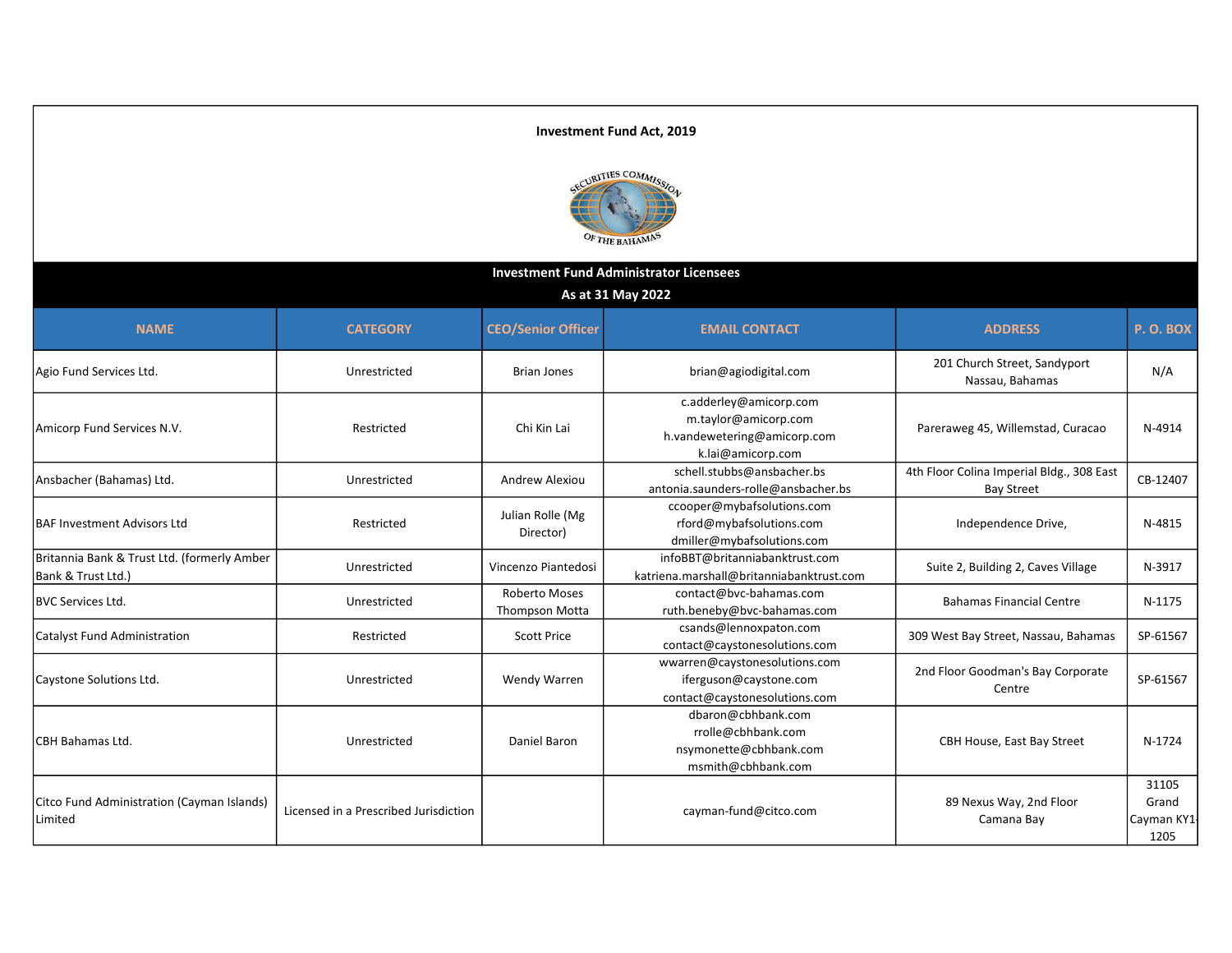**Investment Fund Act, 2019**

**Investment Fund Administrator Licensees**

**As at 31 May 2022**

| NAME | CATEGORY | CEO/Senior Officer | EMAIL CONTACT | ADDRESS | P. O. BOX |
|---|---|---|---|---|---|
| Agio Fund Services Ltd. | Unrestricted | Brian Jones | brian@agiodigital.com | 201 Church Street, Sandyport Nassau, Bahamas | N/A |
| Amicorp Fund Services N.V. | Restricted | Chi Kin Lai | c.adderley@amicorp.com m.taylor@amicorp.com h.vandewetering@amicorp.com k.lai@amicorp.com | Pareraweg 45, Willemstad, Curacao | N-4914 |
| Ansbacher (Bahamas) Ltd. | Unrestricted | Andrew Alexiou | schell.stubbs@ansbacher.bs antonia.saunders-rolle@ansbacher.bs | 4th Floor Colina Imperial Bldg., 308 East Bay Street | CB-12407 |
| BAF Investment Advisors Ltd | Restricted | Julian Rolle (Mg Director) | ccooper@mybafsolutions.com rford@mybafsolutions.com dmiller@mybafsolutions.com | Independence Drive, | N-4815 |
| Britannia Bank & Trust Ltd. (formerly Amber Bank & Trust Ltd.) | Unrestricted | Vincenzo Piantedosi | infoBBT@britanniabanktrust.com katriena.marshall@britanniabanktrust.com | Suite 2, Building 2, Caves Village | N-3917 |
| BVC Services Ltd. | Unrestricted | Roberto Moses Thompson Motta | contact@bvc-bahamas.com ruth.beneby@bvc-bahamas.com | Bahamas Financial Centre | N-1175 |
| Catalyst Fund Administration | Restricted | Scott Price | csands@lennoxpaton.com contact@caystonesolutions.com | 309 West Bay Street, Nassau, Bahamas | SP-61567 |
| Caystone Solutions Ltd. | Unrestricted | Wendy Warren | wwarren@caystonesolutions.com iferguson@caystone.com contact@caystonesolutions.com | 2nd Floor Goodman's Bay Corporate Centre | SP-61567 |
| CBH Bahamas Ltd. | Unrestricted | Daniel Baron | dbaron@cbhbank.com rrolle@cbhbank.com nsymonette@cbhbank.com msmith@cbhbank.com | CBH House, East Bay Street | N-1724 |
| Citco Fund Administration (Cayman Islands) Limited | Licensed in a Prescribed Jurisdiction | | cayman-fund@citco.com | 89 Nexus Way, 2nd Floor Camana Bay | 31105 Grand Cayman KY1-1205 |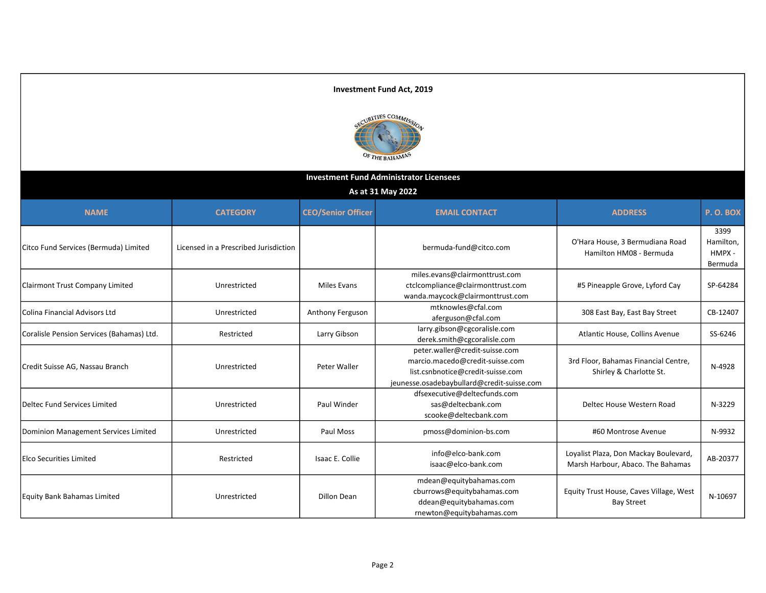**Investment Fund Act, 2019**

**Investment Fund Administrator Licensees**

**As at 31 May 2022**

| NAME | CATEGORY | CEO/Senior Officer | EMAIL CONTACT | ADDRESS | P. O. BOX |
|---|---|---|---|---|---|
| Citco Fund Services (Bermuda) Limited | Licensed in a Prescribed Jurisdiction | | bermuda-fund@citco.com | O'Hara House, 3 Bermudiana Road Hamilton HM08 - Bermuda | 3399 Hamilton, HMPX - Bermuda |
| Clairmont Trust Company Limited | Unrestricted | Miles Evans | miles.evans@clairmonttrust.com ctclcompliance@clairmonttrust.com wanda.maycock@clairmonttrust.com | #5 Pineapple Grove, Lyford Cay | SP-64284 |
| Colina Financial Advisors Ltd | Unrestricted | Anthony Ferguson | mtknowles@cfal.com aferguson@cfal.com | 308 East Bay, East Bay Street | CB-12407 |
| Coralisle Pension Services (Bahamas) Ltd. | Restricted | Larry Gibson | larry.gibson@cgcoralisle.com derek.smith@cgcoralisle.com | Atlantic House, Collins Avenue | SS-6246 |
| Credit Suisse AG, Nassau Branch | Unrestricted | Peter Waller | peter.waller@credit-suisse.com marcio.macedo@credit-suisse.com list.csnbnotice@credit-suisse.com jeunesse.osadebaybullard@credit-suisse.com | 3rd Floor, Bahamas Financial Centre, Shirley & Charlotte St. | N-4928 |
| Deltec Fund Services Limited | Unrestricted | Paul Winder | dfsexecutive@deltecfunds.com sas@deltecbank.com scooke@deltecbank.com | Deltec House Western Road | N-3229 |
| Dominion Management Services Limited | Unrestricted | Paul Moss | pmoss@dominion-bs.com | #60 Montrose Avenue | N-9932 |
| Elco Securities Limited | Restricted | Isaac E. Collie | info@elco-bank.com isaac@elco-bank.com | Loyalist Plaza, Don Mackay Boulevard, Marsh Harbour, Abaco. The Bahamas | AB-20377 |
| Equity Bank Bahamas Limited | Unrestricted | Dillon Dean | mdean@equitybahamas.com cburrows@equitybahamas.com ddean@equitybahamas.com rnewton@equitybahamas.com | Equity Trust House, Caves Village, West Bay Street | N-10697 |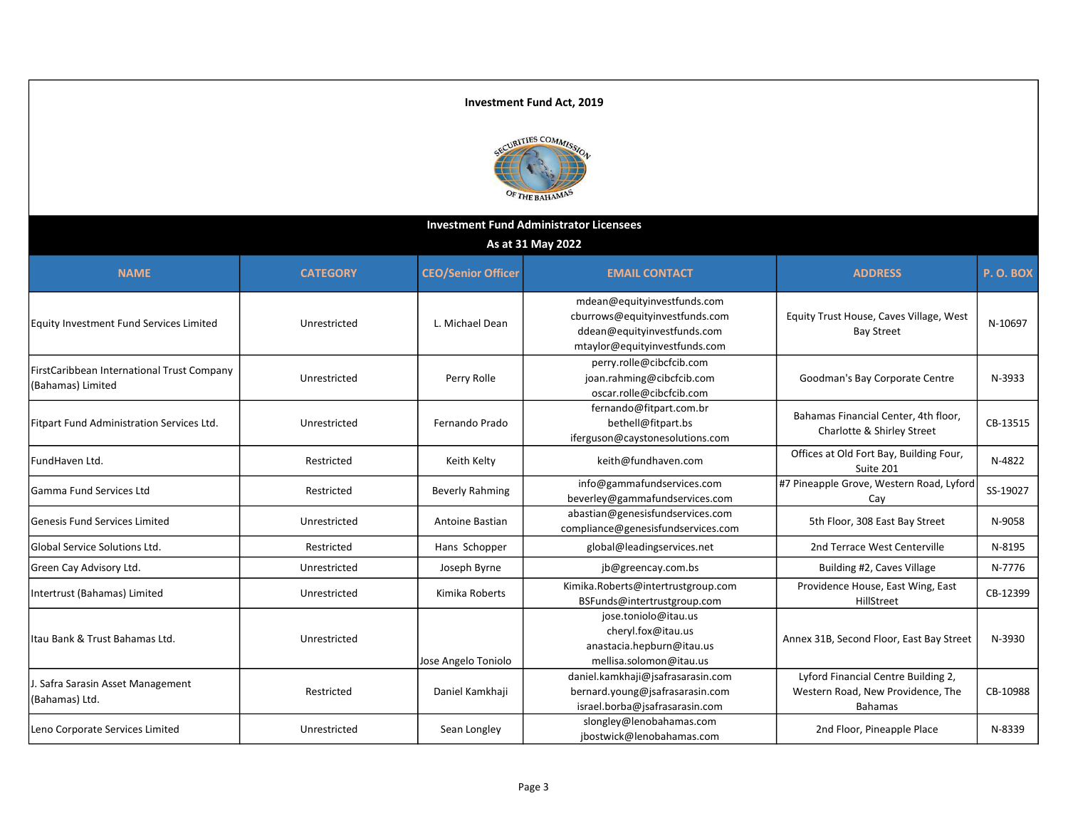**Investment Fund Act, 2019**

**Investment Fund Administrator Licensees**

**As at 31 May 2022**

| NAME | CATEGORY | CEO/Senior Officer | EMAIL CONTACT | ADDRESS | P. O. BOX |
|---|---|---|---|---|---|
| Equity Investment Fund Services Limited | Unrestricted | L. Michael Dean | mdean@equityinvestfunds.com cburrows@equityinvestfunds.com ddean@equityinvestfunds.com mtaylor@equityinvestfunds.com | Equity Trust House, Caves Village, West Bay Street | N-10697 |
| FirstCaribbean International Trust Company (Bahamas) Limited | Unrestricted | Perry Rolle | perry.rolle@cibcfcib.com joan.rahming@cibcfcib.com oscar.rolle@cibcfcib.com | Goodman's Bay Corporate Centre | N-3933 |
| Fitpart Fund Administration Services Ltd. | Unrestricted | Fernando Prado | fernando@fitpart.com.br bethell@fitpart.bs iferguson@caystonesolutions.com | Bahamas Financial Center, 4th floor, Charlotte & Shirley Street | CB-13515 |
| FundHaven Ltd. | Restricted | Keith Kelty | keith@fundhaven.com | Offices at Old Fort Bay, Building Four, Suite 201 | N-4822 |
| Gamma Fund Services Ltd | Restricted | Beverly Rahming | info@gammafundservices.com beverley@gammafundservices.com | #7 Pineapple Grove, Western Road, Lyford Cay | SS-19027 |
| Genesis Fund Services Limited | Unrestricted | Antoine Bastian | abastian@genesisfundservices.com compliance@genesisfundservices.com | 5th Floor, 308 East Bay Street | N-9058 |
| Global Service Solutions Ltd. | Restricted | Hans Schopper | global@leadingservices.net | 2nd Terrace West Centerville | N-8195 |
| Green Cay Advisory Ltd. | Unrestricted | Joseph Byrne | jb@greencay.com.bs | Building #2, Caves Village | N-7776 |
| Intertrust (Bahamas) Limited | Unrestricted | Kimika Roberts | Kimika.Roberts@intertrustgroup.com BSFunds@intertrustgroup.com | Providence House, East Wing, East HillStreet | CB-12399 |
| Itau Bank & Trust Bahamas Ltd. | Unrestricted | Jose Angelo Toniolo | jose.toniolo@itau.us cheryl.fox@itau.us anastacia.hepburn@itau.us mellisa.solomon@itau.us | Annex 31B, Second Floor, East Bay Street | N-3930 |
| J. Safra Sarasin Asset Management (Bahamas) Ltd. | Restricted | Daniel Kamkhaji | daniel.kamkhaji@jsafrasarasin.com bernard.young@jsafrasarasin.com israel.borba@jsafrasarasin.com | Lyford Financial Centre Building 2, Western Road, New Providence, The Bahamas | CB-10988 |
| Leno Corporate Services Limited | Unrestricted | Sean Longley | slongley@lenobahamas.com jbostwick@lenobahamas.com | 2nd Floor, Pineapple Place | N-8339 |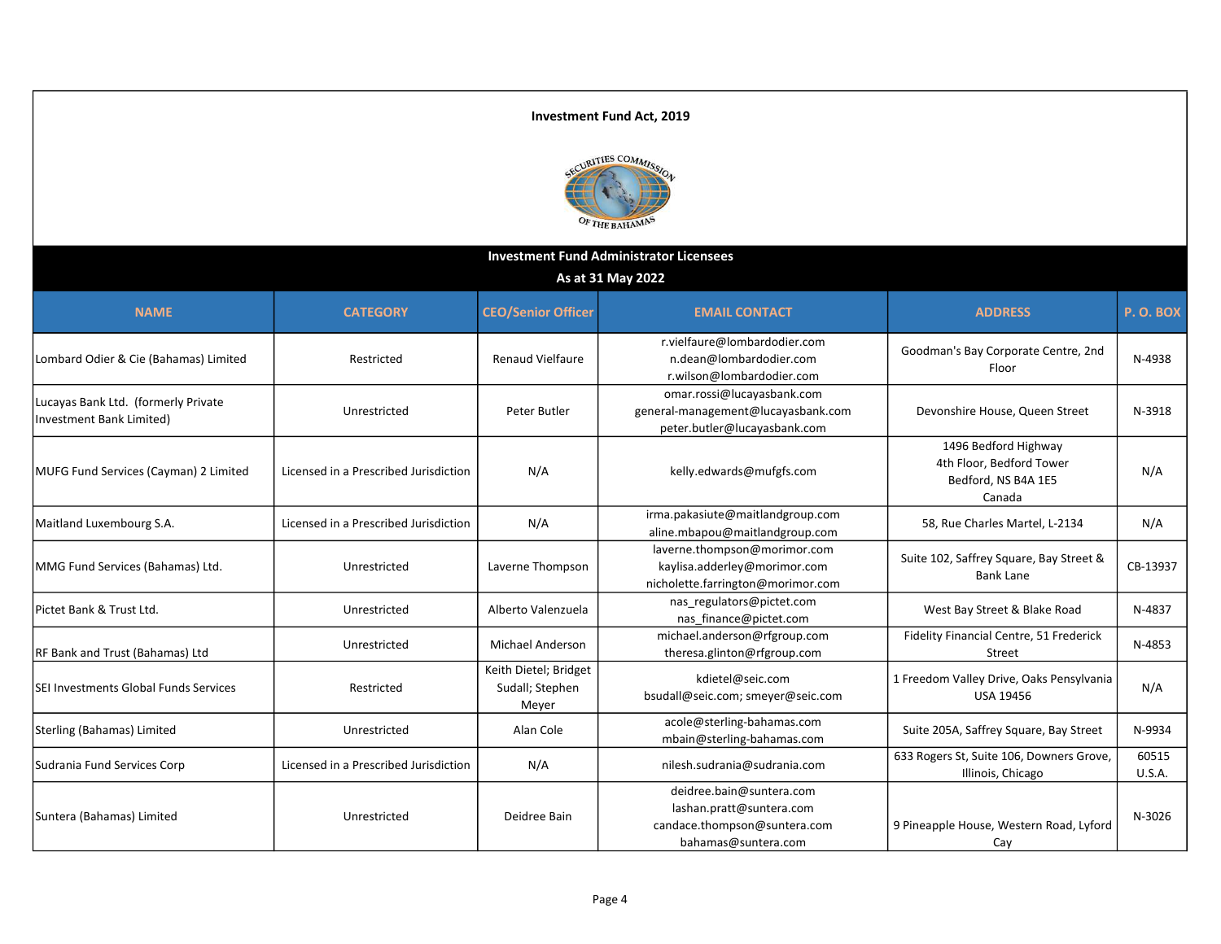**Investment Fund Act, 2019**

SECURITIES COMMISSION OF THE BAHAMAS

## Investment Fund Administrator Licensees

### As at 31 May 2022

| NAME | CATEGORY | CEO/Senior Officer | EMAIL CONTACT | ADDRESS | P. O. BOX |
|---|---|---|---|---|---|
| Lombard Odier & Cie (Bahamas) Limited | Restricted | Renaud Vielfaure | r.vielfaure@lombardodier.com n.dean@lombardodier.com r.wilson@lombardodier.com | Goodman's Bay Corporate Centre, 2nd Floor | N-4938 |
| Lucayas Bank Ltd. (formerly Private Investment Bank Limited) | Unrestricted | Peter Butler | omar.rossi@lucayasbank.com general-management@lucayasbank.com peter.butler@lucayasbank.com | Devonshire House, Queen Street | N-3918 |
| MUFG Fund Services (Cayman) 2 Limited | Licensed in a Prescribed Jurisdiction | N/A | kelly.edwards@mufgfs.com | 1496 Bedford Highway 4th Floor, Bedford Tower Bedford, NS B4A 1E5 Canada | N/A |
| Maitland Luxembourg S.A. | Licensed in a Prescribed Jurisdiction | N/A | irma.pakasiute@maitlandgroup.com aline.mbapou@maitlandgroup.com | 58, Rue Charles Martel, L-2134 | N/A |
| MMG Fund Services (Bahamas) Ltd. | Unrestricted | Laverne Thompson | laverne.thompson@morimor.com kaylisa.adderley@morimor.com nicholette.farrington@morimor.com | Suite 102, Saffrey Square, Bay Street & Bank Lane | CB-13937 |
| Pictet Bank & Trust Ltd. | Unrestricted | Alberto Valenzuela | nas_regulators@pictet.com nas_finance@pictet.com | West Bay Street & Blake Road | N-4837 |
| RF Bank and Trust (Bahamas) Ltd | Unrestricted | Michael Anderson | michael.anderson@rfgroup.com theresa.glinton@rfgroup.com | Fidelity Financial Centre, 51 Frederick Street | N-4853 |
| SEI Investments Global Funds Services | Restricted | Keith Dietel; Bridget Sudall; Stephen Meyer | kdietel@seic.com bsudall@seic.com; smeyer@seic.com | 1 Freedom Valley Drive, Oaks Pensylvania USA 19456 | N/A |
| Sterling (Bahamas) Limited | Unrestricted | Alan Cole | acole@sterling-bahamas.com mbain@sterling-bahamas.com | Suite 205A, Saffrey Square, Bay Street | N-9934 |
| Sudrania Fund Services Corp | Licensed in a Prescribed Jurisdiction | N/A | nilesh.sudrania@sudrania.com | 633 Rogers St, Suite 106, Downers Grove, Illinois, Chicago | 60515 U.S.A. |
| Suntera (Bahamas) Limited | Unrestricted | Deidree Bain | deidree.bain@suntera.com lashan.pratt@suntera.com candace.thompson@suntera.com bahamas@suntera.com | 9 Pineapple House, Western Road, Lyford Cay | N-3026 |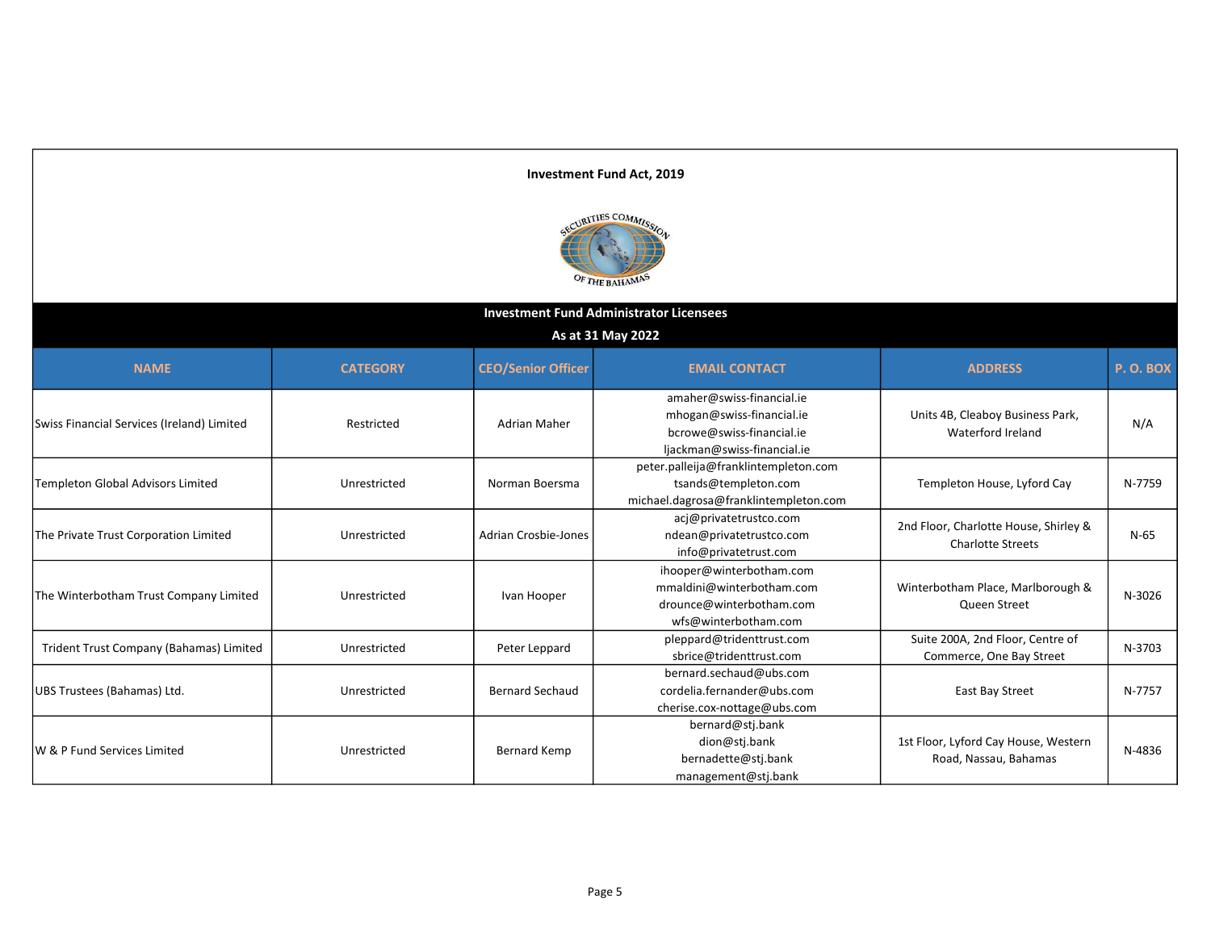**Investment Fund Act, 2019**

## Investment Fund Administrator Licensees

**As at 31 May 2022**

| NAME | CATEGORY | CEO/Senior Officer | EMAIL CONTACT | ADDRESS | P. O. BOX |
|---|---|---|---|---|---|
| Swiss Financial Services (Ireland) Limited | Restricted | Adrian Maher | amaher@swiss-financial.ie<br>mhogan@swiss-financial.ie<br>bcrowe@swiss-financial.ie<br>ljackman@swiss-financial.ie | Units 4B, Cleaboy Business Park, Waterford Ireland | N/A |
| Templeton Global Advisors Limited | Unrestricted | Norman Boersma | peter.palleija@franklintempleton.com<br>tsands@templeton.com<br>michael.dagrosa@franklintempleton.com | Templeton House, Lyford Cay | N-7759 |
| The Private Trust Corporation Limited | Unrestricted | Adrian Crosbie-Jones | acj@privatetrustco.com<br>ndean@privatetrustco.com<br>info@privatetrust.com | 2nd Floor, Charlotte House, Shirley & Charlotte Streets | N-65 |
| The Winterbotham Trust Company Limited | Unrestricted | Ivan Hooper | ihooper@winterbotham.com<br>mmaldini@winterbotham.com<br>drounce@winterbotham.com<br>wfs@winterbotham.com | Winterbotham Place, Marlborough & Queen Street | N-3026 |
| Trident Trust Company (Bahamas) Limited | Unrestricted | Peter Leppard | pleppard@tridenttrust.com<br>sbrice@tridenttrust.com | Suite 200A, 2nd Floor, Centre of Commerce, One Bay Street | N-3703 |
| UBS Trustees (Bahamas) Ltd. | Unrestricted | Bernard Sechaud | bernard.sechaud@ubs.com<br>cordelia.fernander@ubs.com<br>cherise.cox-nottage@ubs.com | East Bay Street | N-7757 |
| W & P Fund Services Limited | Unrestricted | Bernard Kemp | bernard@stj.bank<br>dion@stj.bank<br>bernadette@stj.bank<br>management@stj.bank | 1st Floor, Lyford Cay House, Western Road, Nassau, Bahamas | N-4836 |